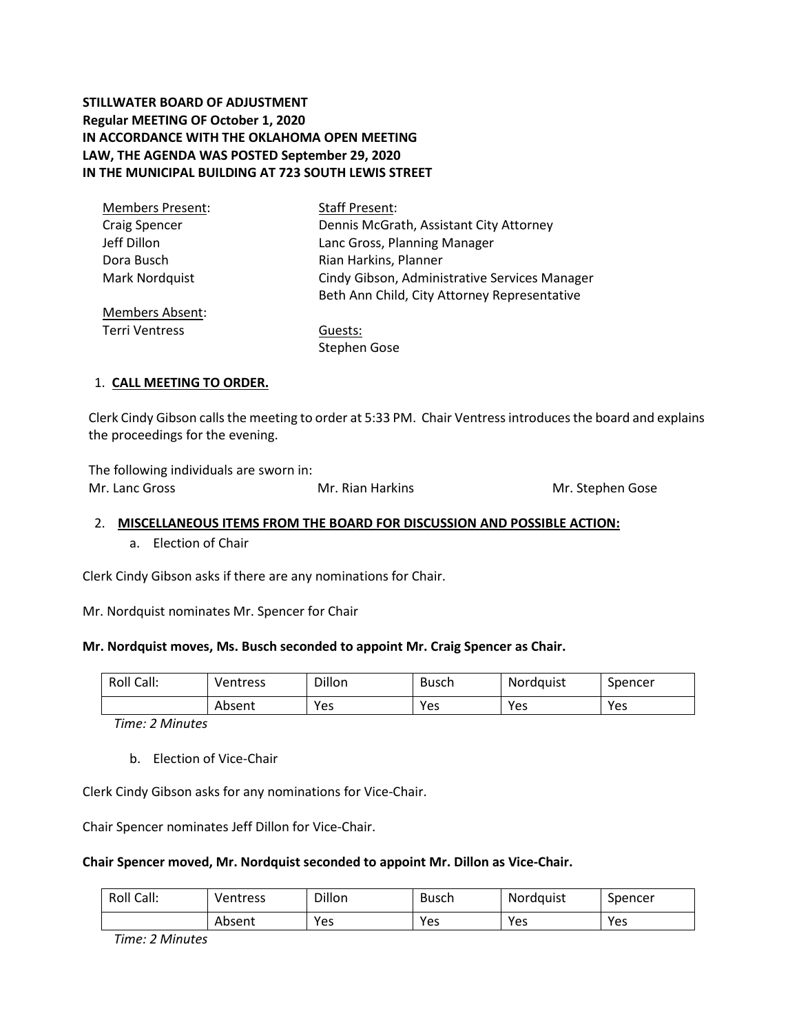**STILLWATER BOARD OF ADJUSTMENT**
**Regular MEETING OF October 1, 2020**
**IN ACCORDANCE WITH THE OKLAHOMA OPEN MEETING LAW, THE AGENDA WAS POSTED September 29, 2020 IN THE MUNICIPAL BUILDING AT 723 SOUTH LEWIS STREET**

| Members Present: | Staff Present: |
|---|---|
| Craig Spencer | Dennis McGrath, Assistant City Attorney |
| Jeff Dillon | Lanc Gross, Planning Manager |
| Dora Busch | Rian Harkins, Planner |
| Mark Nordquist | Cindy Gibson, Administrative Services Manager |
| | Beth Ann Child, City Attorney Representative |
| Members Absent: | |
| Terri Ventress | Guests: |
| | Stephen Gose |

1. **CALL MEETING TO ORDER.**

Clerk Cindy Gibson calls the meeting to order at 5:33 PM. Chair Ventress introduces the board and explains the proceedings for the evening.

The following individuals are sworn in:
Mr. Lanc Gross    Mr. Rian Harkins    Mr. Stephen Gose

2. **MISCELLANEOUS ITEMS FROM THE BOARD FOR DISCUSSION AND POSSIBLE ACTION:**
   a. Election of Chair

Clerk Cindy Gibson asks if there are any nominations for Chair.

Mr. Nordquist nominates Mr. Spencer for Chair

**Mr. Nordquist moves, Ms. Busch seconded to appoint Mr. Craig Spencer as Chair.**

| Roll Call: | Ventress | Dillon | Busch | Nordquist | Spencer |
|---|---|---|---|---|---|
| | Absent | Yes | Yes | Yes | Yes |

*Time: 2 Minutes*

   b. Election of Vice-Chair

Clerk Cindy Gibson asks for any nominations for Vice-Chair.

Chair Spencer nominates Jeff Dillon for Vice-Chair.

**Chair Spencer moved, Mr. Nordquist seconded to appoint Mr. Dillon as Vice-Chair.**

| Roll Call: | Ventress | Dillon | Busch | Nordquist | Spencer |
|---|---|---|---|---|---|
| | Absent | Yes | Yes | Yes | Yes |

*Time: 2 Minutes*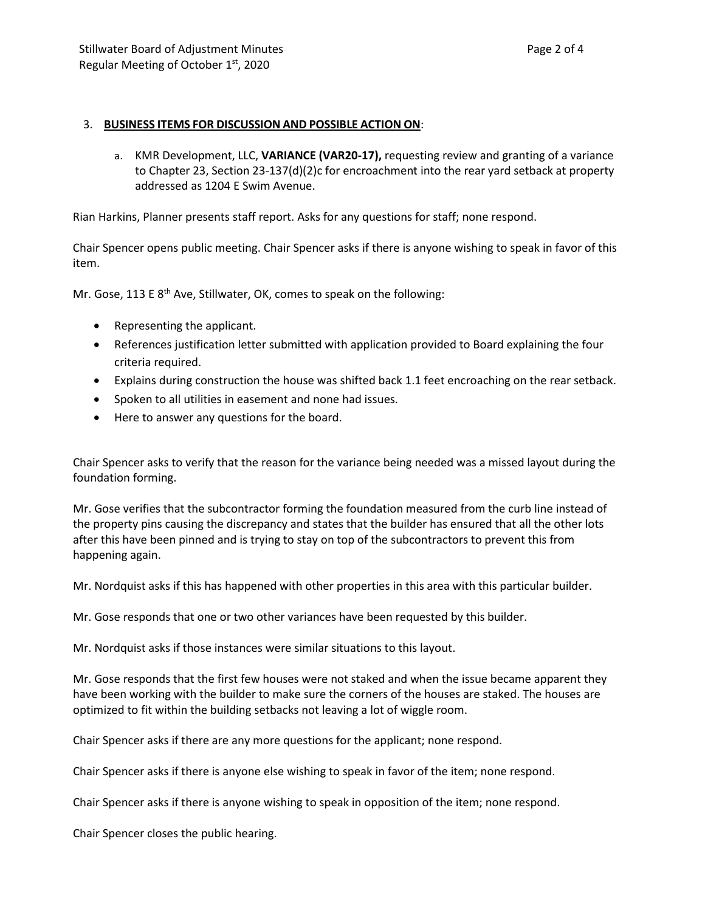3. **BUSINESS ITEMS FOR DISCUSSION AND POSSIBLE ACTION ON**:

   a. KMR Development, LLC, **VARIANCE (VAR20-17),** requesting review and granting of a variance to Chapter 23, Section 23-137(d)(2)c for encroachment into the rear yard setback at property addressed as 1204 E Swim Avenue.

Rian Harkins, Planner presents staff report. Asks for any questions for staff; none respond.

Chair Spencer opens public meeting. Chair Spencer asks if there is anyone wishing to speak in favor of this item.

Mr. Gose, 113 E 8th Ave, Stillwater, OK, comes to speak on the following:

- Representing the applicant.
- References justification letter submitted with application provided to Board explaining the four criteria required.
- Explains during construction the house was shifted back 1.1 feet encroaching on the rear setback.
- Spoken to all utilities in easement and none had issues.
- Here to answer any questions for the board.

Chair Spencer asks to verify that the reason for the variance being needed was a missed layout during the foundation forming.

Mr. Gose verifies that the subcontractor forming the foundation measured from the curb line instead of the property pins causing the discrepancy and states that the builder has ensured that all the other lots after this have been pinned and is trying to stay on top of the subcontractors to prevent this from happening again.

Mr. Nordquist asks if this has happened with other properties in this area with this particular builder.

Mr. Gose responds that one or two other variances have been requested by this builder.

Mr. Nordquist asks if those instances were similar situations to this layout.

Mr. Gose responds that the first few houses were not staked and when the issue became apparent they have been working with the builder to make sure the corners of the houses are staked. The houses are optimized to fit within the building setbacks not leaving a lot of wiggle room.

Chair Spencer asks if there are any more questions for the applicant; none respond.

Chair Spencer asks if there is anyone else wishing to speak in favor of the item; none respond.

Chair Spencer asks if there is anyone wishing to speak in opposition of the item; none respond.

Chair Spencer closes the public hearing.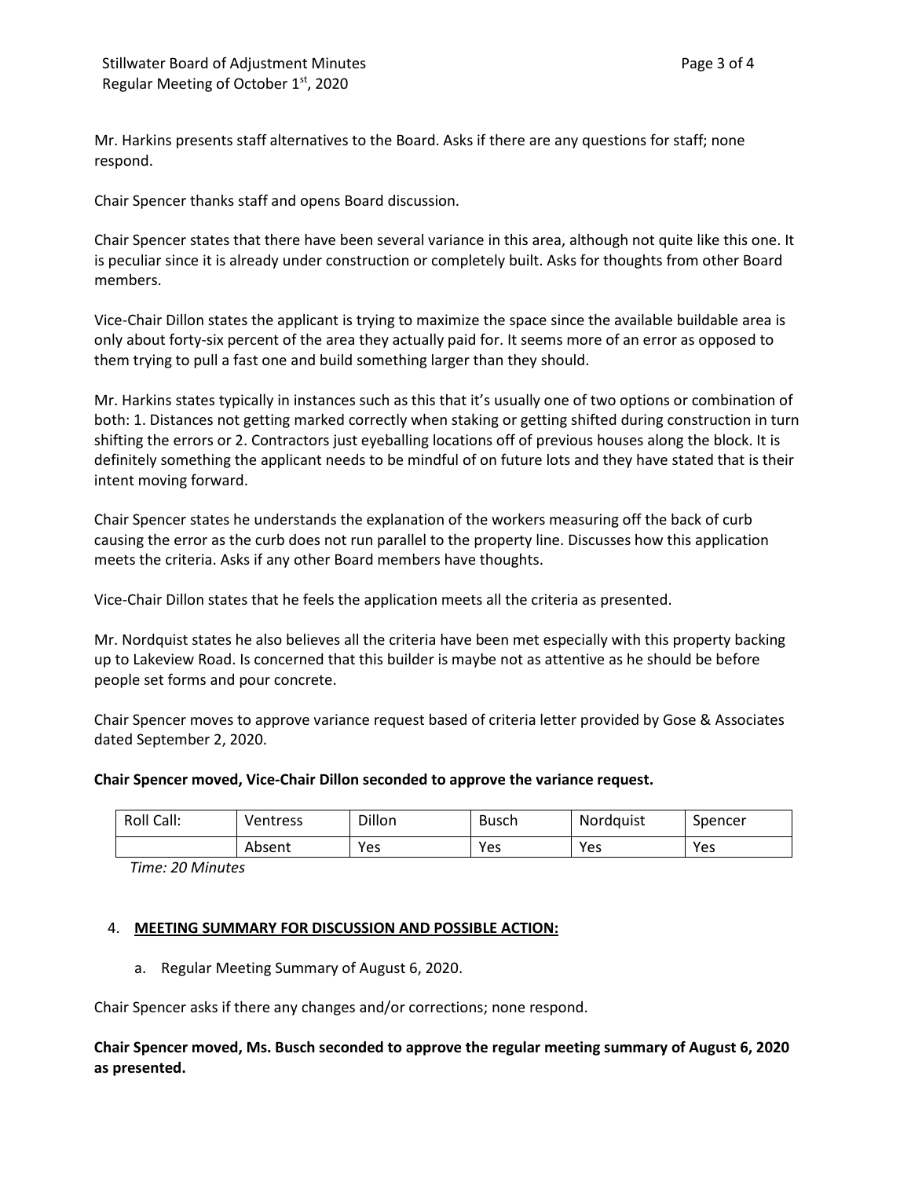Mr. Harkins presents staff alternatives to the Board. Asks if there are any questions for staff; none respond.

Chair Spencer thanks staff and opens Board discussion.

Chair Spencer states that there have been several variance in this area, although not quite like this one. It is peculiar since it is already under construction or completely built. Asks for thoughts from other Board members.

Vice-Chair Dillon states the applicant is trying to maximize the space since the available buildable area is only about forty-six percent of the area they actually paid for. It seems more of an error as opposed to them trying to pull a fast one and build something larger than they should.

Mr. Harkins states typically in instances such as this that it's usually one of two options or combination of both: 1. Distances not getting marked correctly when staking or getting shifted during construction in turn shifting the errors or 2. Contractors just eyeballing locations off of previous houses along the block. It is definitely something the applicant needs to be mindful of on future lots and they have stated that is their intent moving forward.

Chair Spencer states he understands the explanation of the workers measuring off the back of curb causing the error as the curb does not run parallel to the property line. Discusses how this application meets the criteria. Asks if any other Board members have thoughts.

Vice-Chair Dillon states that he feels the application meets all the criteria as presented.

Mr. Nordquist states he also believes all the criteria have been met especially with this property backing up to Lakeview Road. Is concerned that this builder is maybe not as attentive as he should be before people set forms and pour concrete.

Chair Spencer moves to approve variance request based of criteria letter provided by Gose & Associates dated September 2, 2020.

**Chair Spencer moved, Vice-Chair Dillon seconded to approve the variance request.**

| Roll Call: | Ventress | Dillon | Busch | Nordquist | Spencer |
|---|---|---|---|---|---|
| | Absent | Yes | Yes | Yes | Yes |

*Time: 20 Minutes*

4. **MEETING SUMMARY FOR DISCUSSION AND POSSIBLE ACTION:**

    a. Regular Meeting Summary of August 6, 2020.

Chair Spencer asks if there any changes and/or corrections; none respond.

**Chair Spencer moved, Ms. Busch seconded to approve the regular meeting summary of August 6, 2020 as presented.**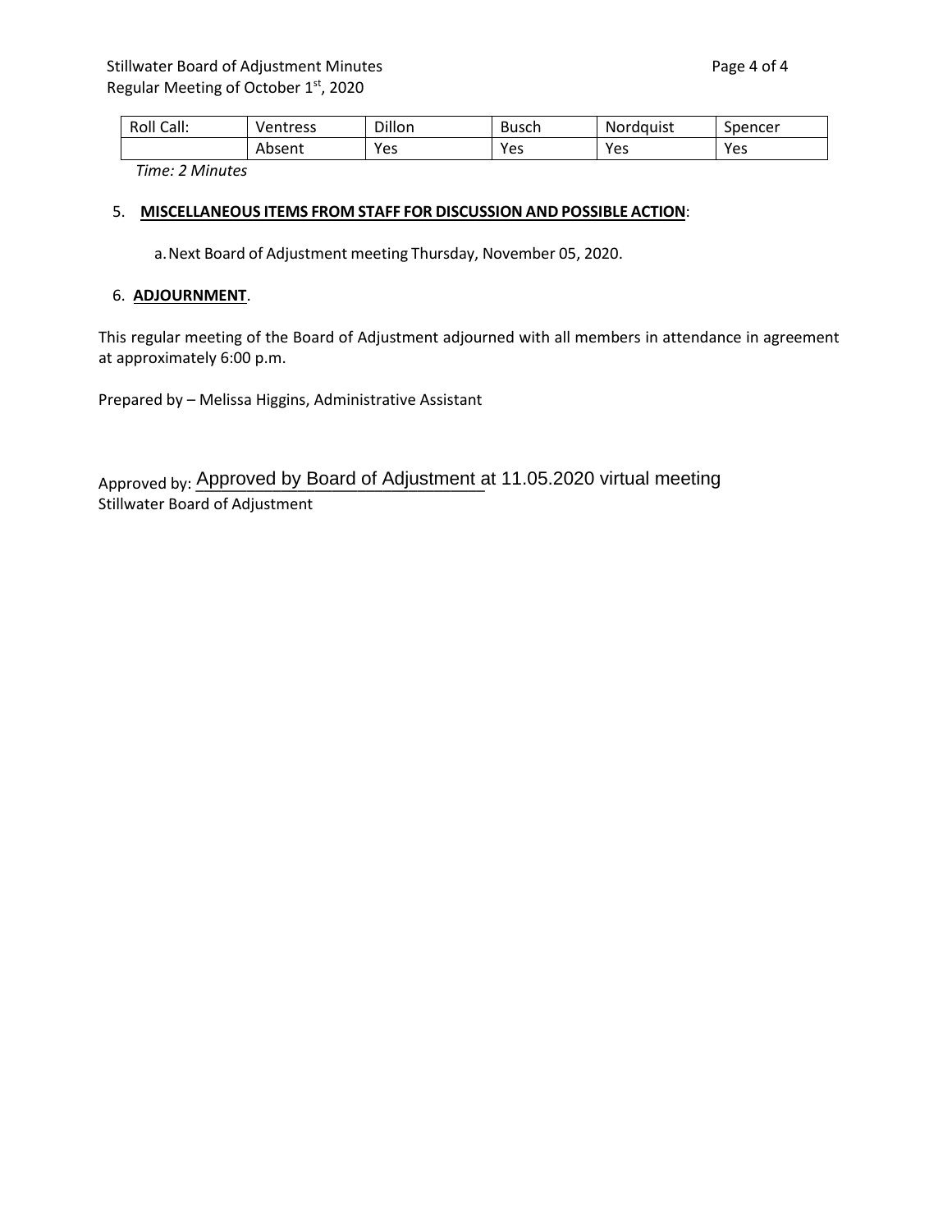| Roll Call: | Ventress | Dillon | Busch | Nordquist | Spencer |
|---|---|---|---|---|---|
| | Absent | Yes | Yes | Yes | Yes |

*Time: 2 Minutes*

5. **MISCELLANEOUS ITEMS FROM STAFF FOR DISCUSSION AND POSSIBLE ACTION**:

   a. Next Board of Adjustment meeting Thursday, November 05, 2020.

6. **ADJOURNMENT**.

This regular meeting of the Board of Adjustment adjourned with all members in attendance in agreement at approximately 6:00 p.m.

Prepared by – Melissa Higgins, Administrative Assistant

Approved by: Approved by Board of Adjustment at 11.05.2020 virtual meeting
Stillwater Board of Adjustment